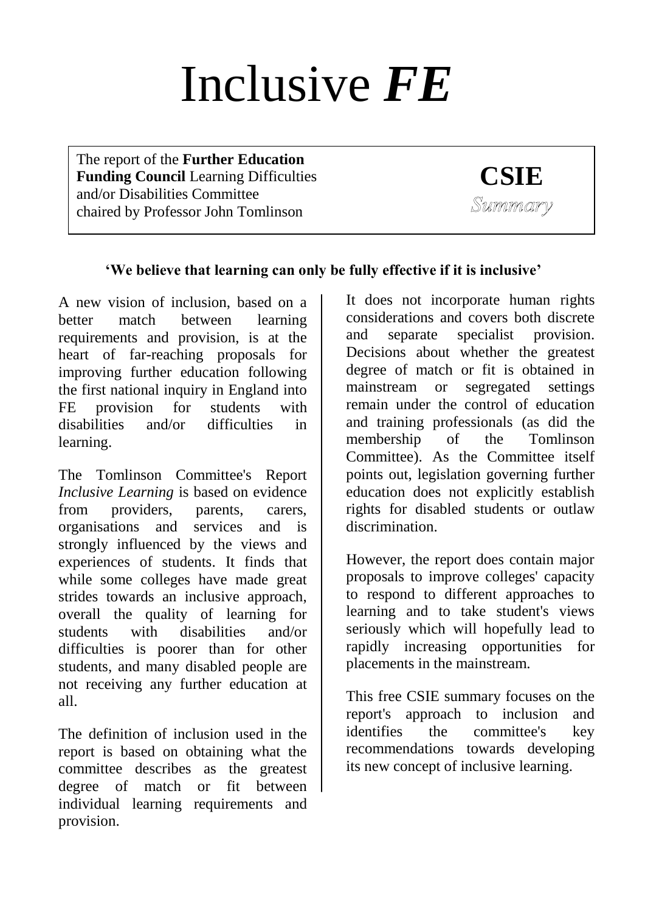# Inclusive *FE*

The report of the **Further Education Funding Council** Learning Difficulties and/or Disabilities Committee chaired by Professor John Tomlinson

**CSIE**

*Summary*

**'We believe that learning can only be fully effective if it is inclusive'**

A new vision of inclusion, based on a better match between learning requirements and provision, is at the heart of far-reaching proposals for improving further education following the first national inquiry in England into FE provision for students with disabilities and/or difficulties in learning.

The Tomlinson Committee's Report *Inclusive Learning* is based on evidence from providers, parents, carers, organisations and services and is strongly influenced by the views and experiences of students. It finds that while some colleges have made great strides towards an inclusive approach, overall the quality of learning for students with disabilities and/or difficulties is poorer than for other students, and many disabled people are not receiving any further education at all.

The definition of inclusion used in the report is based on obtaining what the committee describes as the greatest degree of match or fit between individual learning requirements and provision.

It does not incorporate human rights considerations and covers both discrete and separate specialist provision. Decisions about whether the greatest degree of match or fit is obtained in mainstream or segregated settings remain under the control of education and training professionals (as did the membership of the Tomlinson Committee). As the Committee itself points out, legislation governing further education does not explicitly establish rights for disabled students or outlaw discrimination.

However, the report does contain major proposals to improve colleges' capacity to respond to different approaches to learning and to take student's views seriously which will hopefully lead to rapidly increasing opportunities for placements in the mainstream.

This free CSIE summary focuses on the report's approach to inclusion and identifies the committee's key recommendations towards developing its new concept of inclusive learning.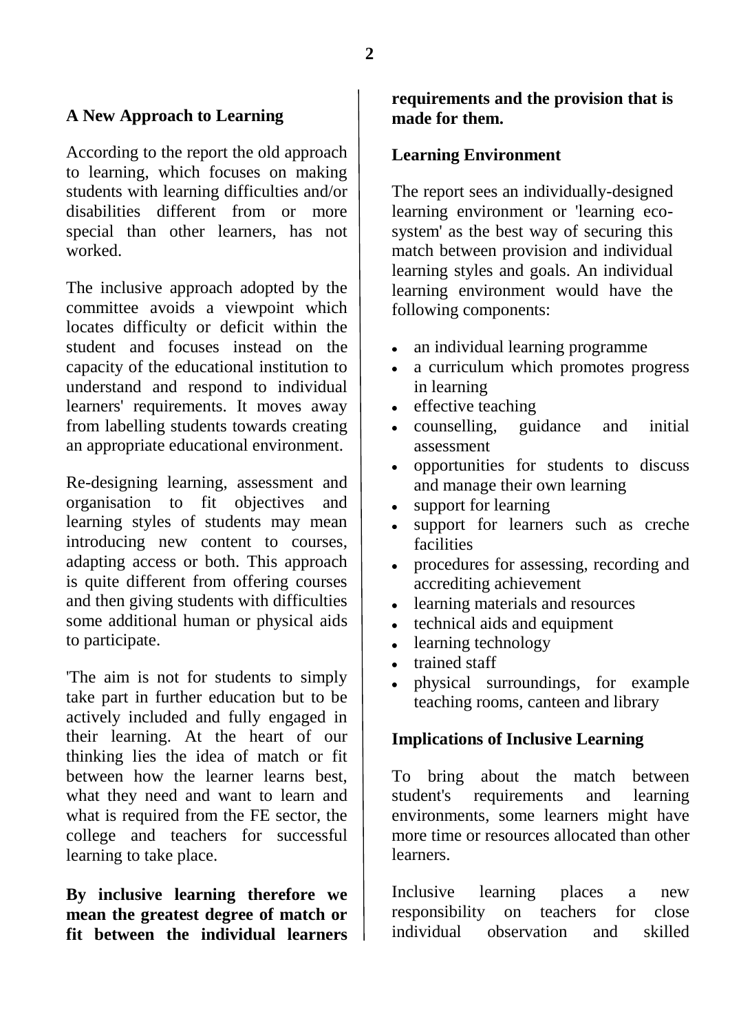## A New Approach to Learning

According to the report the old approach to learning, which focuses on making students with learning difficulties and/or disabilities different from or more special than other learners, has not worked.

The inclusive approach adopted by the committee avoids a viewpoint which locates difficulty or deficit within the student and focuses instead on the capacity of the educational institution to understand and respond to individual learners' requirements. It moves away from labelling students towards creating an appropriate educational environment.

Re-designing learning, assessment and organisation to fit objectives and learning styles of students may mean introducing new content to courses, adapting access or both. This approach is quite different from offering courses and then giving students with difficulties some additional human or physical aids to participate.

'The aim is not for students to simply take part in further education but to be actively included and fully engaged in their learning. At the heart of our thinking lies the idea of match or fit between how the learner learns best, what they need and want to learn and what is required from the FE sector, the college and teachers for successful learning to take place.

**By inclusive learning therefore we mean the greatest degree of match or fit between the individual learners requirements and the provision that is made for them.**

## Learning Environment

The report sees an individually-designed learning environment or 'learning eco-system' as the best way of securing this match between provision and individual learning styles and goals. An individual learning environment would have the following components:

- an individual learning programme
- a curriculum which promotes progress in learning
- effective teaching
- counselling, guidance and initial assessment
- opportunities for students to discuss and manage their own learning
- support for learning
- support for learners such as creche facilities
- procedures for assessing, recording and accrediting achievement
- learning materials and resources
- technical aids and equipment
- learning technology
- trained staff
- physical surroundings, for example teaching rooms, canteen and library

## Implications of Inclusive Learning

To bring about the match between student's requirements and learning environments, some learners might have more time or resources allocated than other learners.

Inclusive learning places a new responsibility on teachers for close individual observation and skilled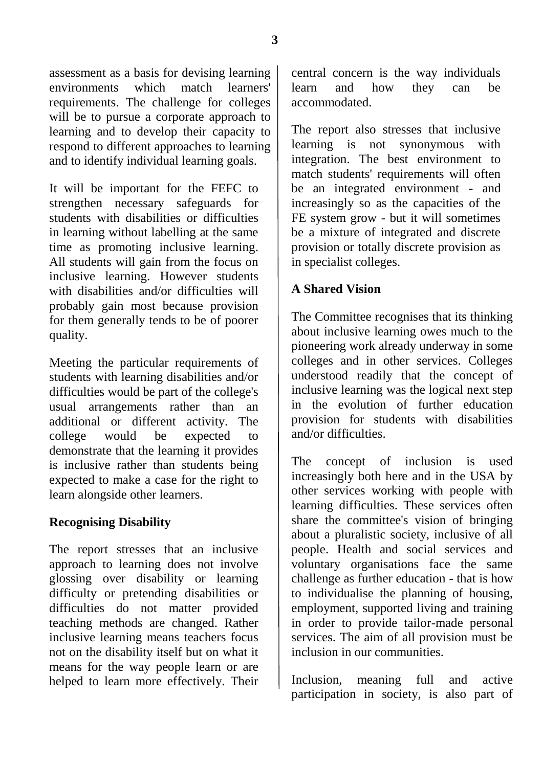assessment as a basis for devising learning environments which match learners' requirements. The challenge for colleges will be to pursue a corporate approach to learning and to develop their capacity to respond to different approaches to learning and to identify individual learning goals.

It will be important for the FEFC to strengthen necessary safeguards for students with disabilities or difficulties in learning without labelling at the same time as promoting inclusive learning. All students will gain from the focus on inclusive learning. However students with disabilities and/or difficulties will probably gain most because provision for them generally tends to be of poorer quality.

Meeting the particular requirements of students with learning disabilities and/or difficulties would be part of the college's usual arrangements rather than an additional or different activity. The college would be expected to demonstrate that the learning it provides is inclusive rather than students being expected to make a case for the right to learn alongside other learners.

## Recognising Disability

The report stresses that an inclusive approach to learning does not involve glossing over disability or learning difficulty or pretending disabilities or difficulties do not matter provided teaching methods are changed. Rather inclusive learning means teachers focus not on the disability itself but on what it means for the way people learn or are helped to learn more effectively. Their central concern is the way individuals learn and how they can be accommodated.

The report also stresses that inclusive learning is not synonymous with integration. The best environment to match students' requirements will often be an integrated environment - and increasingly so as the capacities of the FE system grow - but it will sometimes be a mixture of integrated and discrete provision or totally discrete provision as in specialist colleges.

## A Shared Vision

The Committee recognises that its thinking about inclusive learning owes much to the pioneering work already underway in some colleges and in other services. Colleges understood readily that the concept of inclusive learning was the logical next step in the evolution of further education provision for students with disabilities and/or difficulties.

The concept of inclusion is used increasingly both here and in the USA by other services working with people with learning difficulties. These services often share the committee's vision of bringing about a pluralistic society, inclusive of all people. Health and social services and voluntary organisations face the same challenge as further education - that is how to individualise the planning of housing, employment, supported living and training in order to provide tailor-made personal services. The aim of all provision must be inclusion in our communities.

Inclusion, meaning full and active participation in society, is also part of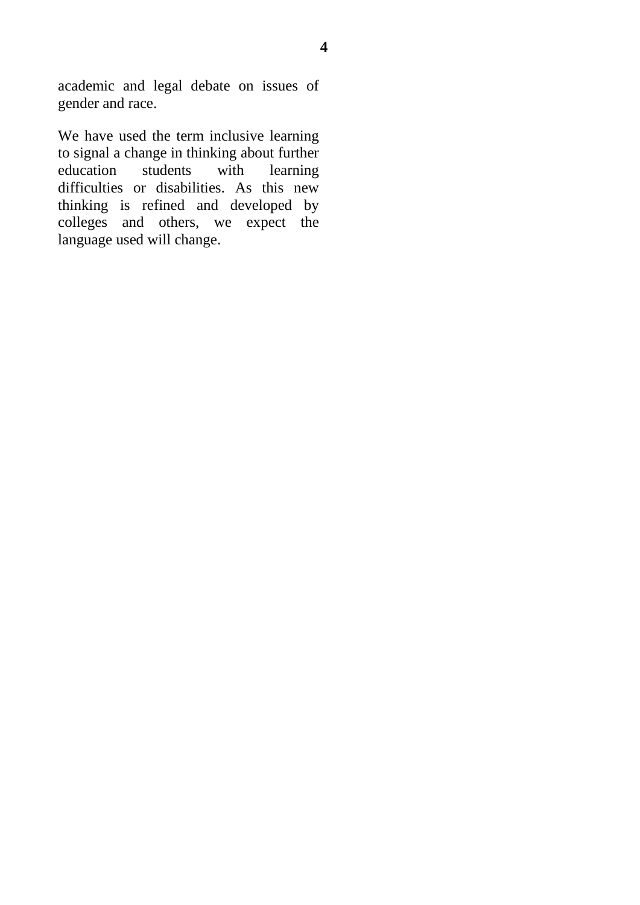academic and legal debate on issues of gender and race.

We have used the term inclusive learning to signal a change in thinking about further education students with learning difficulties or disabilities. As this new thinking is refined and developed by colleges and others, we expect the language used will change.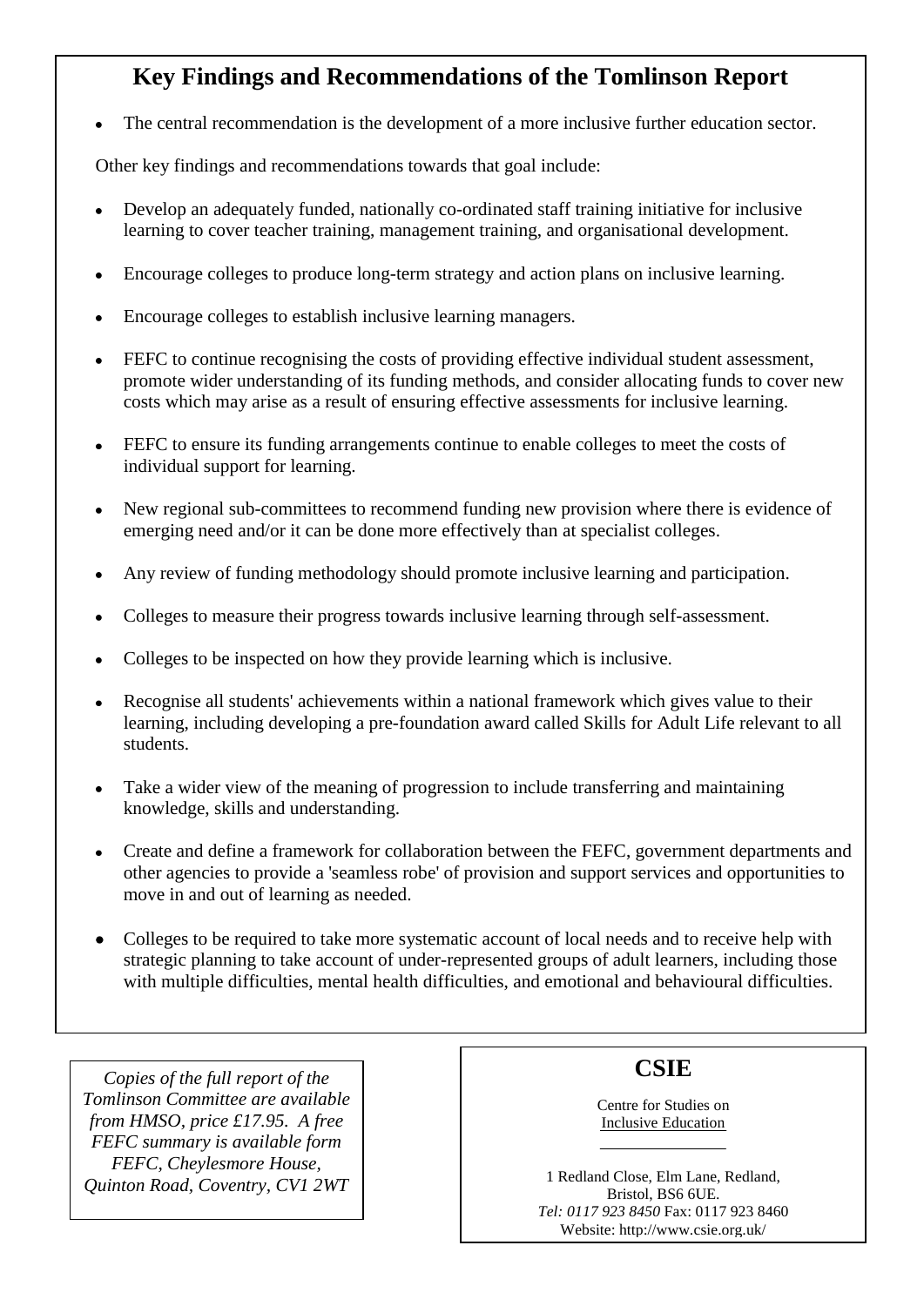## Key Findings and Recommendations of the Tomlinson Report

- The central recommendation is the development of a more inclusive further education sector.

Other key findings and recommendations towards that goal include:

- Develop an adequately funded, nationally co-ordinated staff training initiative for inclusive learning to cover teacher training, management training, and organisational development.
- Encourage colleges to produce long-term strategy and action plans on inclusive learning.
- Encourage colleges to establish inclusive learning managers.
- FEFC to continue recognising the costs of providing effective individual student assessment, promote wider understanding of its funding methods, and consider allocating funds to cover new costs which may arise as a result of ensuring effective assessments for inclusive learning.
- FEFC to ensure its funding arrangements continue to enable colleges to meet the costs of individual support for learning.
- New regional sub-committees to recommend funding new provision where there is evidence of emerging need and/or it can be done more effectively than at specialist colleges.
- Any review of funding methodology should promote inclusive learning and participation.
- Colleges to measure their progress towards inclusive learning through self-assessment.
- Colleges to be inspected on how they provide learning which is inclusive.
- Recognise all students' achievements within a national framework which gives value to their learning, including developing a pre-foundation award called Skills for Adult Life relevant to all students.
- Take a wider view of the meaning of progression to include transferring and maintaining knowledge, skills and understanding.
- Create and define a framework for collaboration between the FEFC, government departments and other agencies to provide a 'seamless robe' of provision and support services and opportunities to move in and out of learning as needed.
- Colleges to be required to take more systematic account of local needs and to receive help with strategic planning to take account of under-represented groups of adult learners, including those with multiple difficulties, mental health difficulties, and emotional and behavioural difficulties.

*Copies of the full report of the Tomlinson Committee are available from HMSO, price £17.95. A free FEFC summary is available form FEFC, Cheylesmore House, Quinton Road, Coventry, CV1 2WT*

## CSIE

Centre for Studies on Inclusive Education

1 Redland Close, Elm Lane, Redland, Bristol, BS6 6UE.
*Tel: 0117 923 8450* Fax: 0117 923 8460
Website: http://www.csie.org.uk/